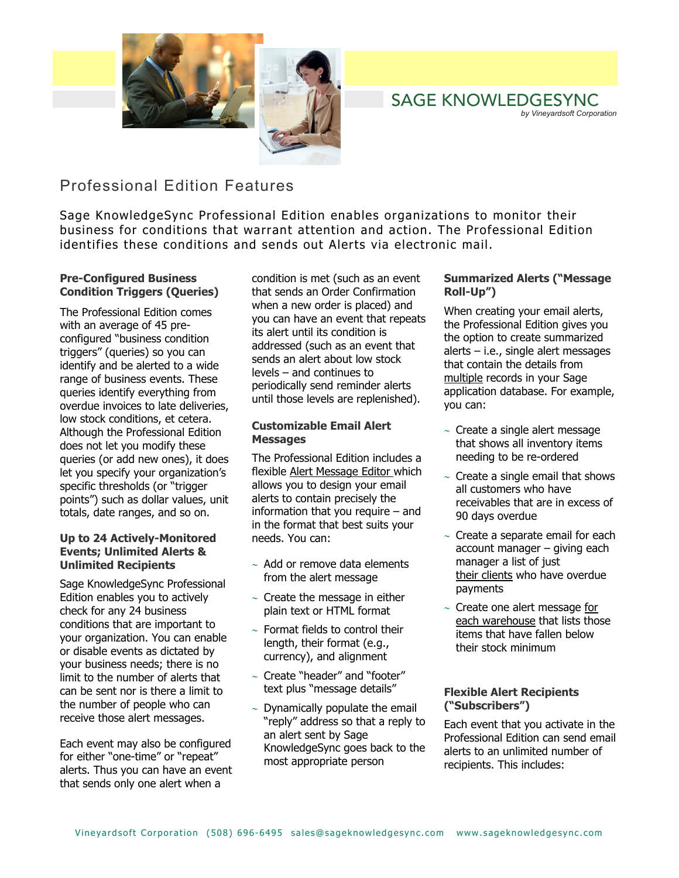# SAGE KNOWLEDGESYNC

*by Vineyardsoft Corporation*

## Professional Edition Features

Sage KnowledgeSync Professional Edition enables organizations to monitor their business for conditions that warrant attention and action. The Professional Edition identifies these conditions and sends out Alerts via electronic mail.

### Pre-Configured Business Condition Triggers (Queries)

The Professional Edition comes with an average of 45 pre-configured "business condition triggers" (queries) so you can identify and be alerted to a wide range of business events. These queries identify everything from overdue invoices to late deliveries, low stock conditions, et cetera. Although the Professional Edition does not let you modify these queries (or add new ones), it does let you specify your organization's specific thresholds (or "trigger points") such as dollar values, unit totals, date ranges, and so on.

### Up to 24 Actively-Monitored Events; Unlimited Alerts & Unlimited Recipients

Sage KnowledgeSync Professional Edition enables you to actively check for any 24 business conditions that are important to your organization. You can enable or disable events as dictated by your business needs; there is no limit to the number of alerts that can be sent nor is there a limit to the number of people who can receive those alert messages.

Each event may also be configured for either "one-time" or "repeat" alerts. Thus you can have an event that sends only one alert when a condition is met (such as an event that sends an Order Confirmation when a new order is placed) and you can have an event that repeats its alert until its condition is addressed (such as an event that sends an alert about low stock levels – and continues to periodically send reminder alerts until those levels are replenished).

### Customizable Email Alert Messages

The Professional Edition includes a flexible Alert Message Editor which allows you to design your email alerts to contain precisely the information that you require – and in the format that best suits your needs. You can:

- Add or remove data elements from the alert message
- Create the message in either plain text or HTML format
- Format fields to control their length, their format (e.g., currency), and alignment
- Create "header" and "footer" text plus "message details"
- Dynamically populate the email "reply" address so that a reply to an alert sent by Sage KnowledgeSync goes back to the most appropriate person

### Summarized Alerts ("Message Roll-Up")

When creating your email alerts, the Professional Edition gives you the option to create summarized alerts – i.e., single alert messages that contain the details from multiple records in your Sage application database. For example, you can:

- Create a single alert message that shows all inventory items needing to be re-ordered
- Create a single email that shows all customers who have receivables that are in excess of 90 days overdue
- Create a separate email for each account manager – giving each manager a list of just their clients who have overdue payments
- Create one alert message for each warehouse that lists those items that have fallen below their stock minimum

### Flexible Alert Recipients ("Subscribers")

Each event that you activate in the Professional Edition can send email alerts to an unlimited number of recipients. This includes:

Vineyardsoft Corporation (508) 696-6495 sales@sageknowledgesync.com www.sageknowledgesync.com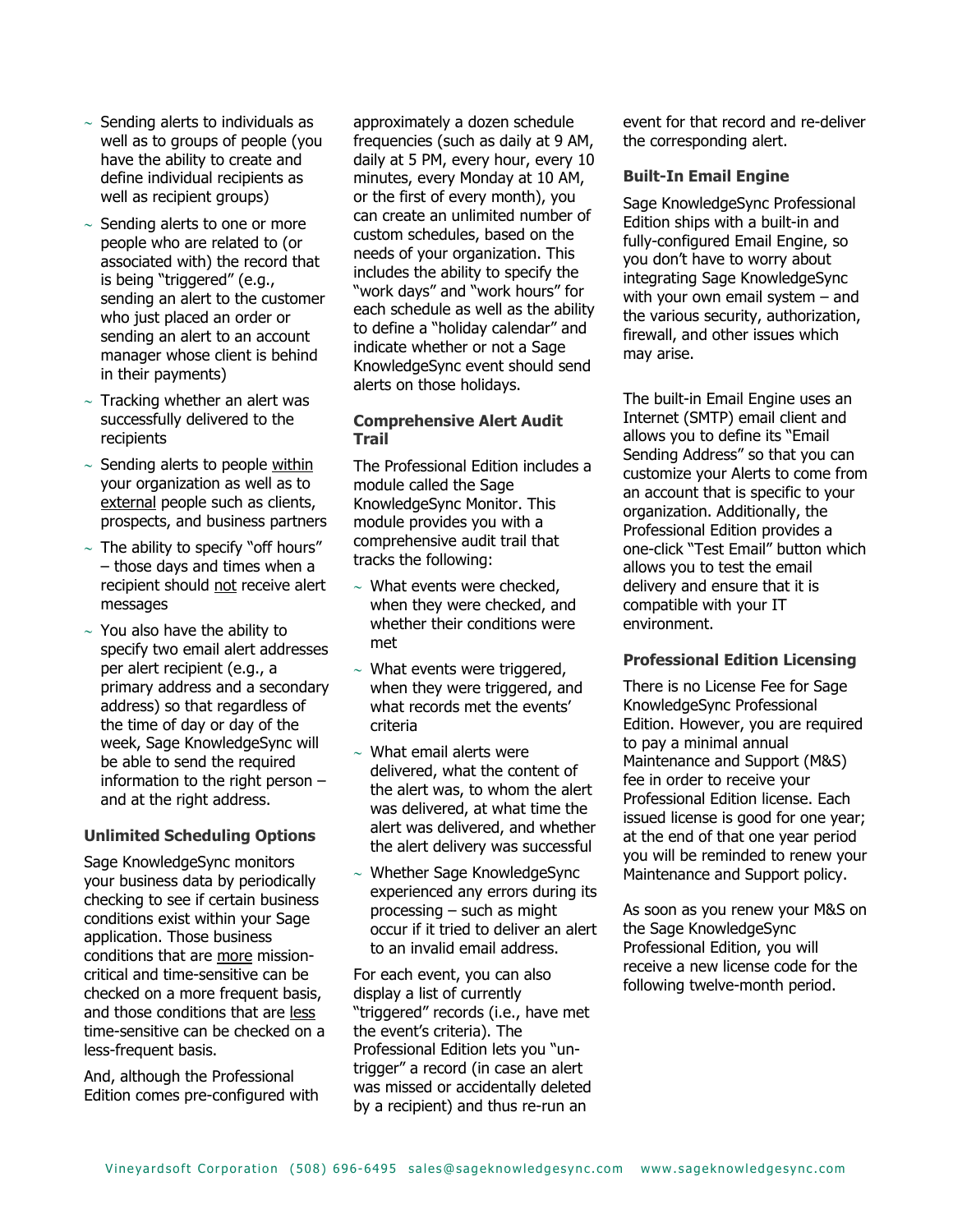- Sending alerts to individuals as well as to groups of people (you have the ability to create and define individual recipients as well as recipient groups)
- Sending alerts to one or more people who are related to (or associated with) the record that is being "triggered" (e.g., sending an alert to the customer who just placed an order or sending an alert to an account manager whose client is behind in their payments)
- Tracking whether an alert was successfully delivered to the recipients
- Sending alerts to people within your organization as well as to external people such as clients, prospects, and business partners
- The ability to specify "off hours" – those days and times when a recipient should not receive alert messages
- You also have the ability to specify two email alert addresses per alert recipient (e.g., a primary address and a secondary address) so that regardless of the time of day or day of the week, Sage KnowledgeSync will be able to send the required information to the right person – and at the right address.

### Unlimited Scheduling Options

Sage KnowledgeSync monitors your business data by periodically checking to see if certain business conditions exist within your Sage application. Those business conditions that are more mission-critical and time-sensitive can be checked on a more frequent basis, and those conditions that are less time-sensitive can be checked on a less-frequent basis.

And, although the Professional Edition comes pre-configured with approximately a dozen schedule frequencies (such as daily at 9 AM, daily at 5 PM, every hour, every 10 minutes, every Monday at 10 AM, or the first of every month), you can create an unlimited number of custom schedules, based on the needs of your organization. This includes the ability to specify the "work days" and "work hours" for each schedule as well as the ability to define a "holiday calendar" and indicate whether or not a Sage KnowledgeSync event should send alerts on those holidays.

### Comprehensive Alert Audit Trail

The Professional Edition includes a module called the Sage KnowledgeSync Monitor. This module provides you with a comprehensive audit trail that tracks the following:

- What events were checked, when they were checked, and whether their conditions were met
- What events were triggered, when they were triggered, and what records met the events' criteria
- What email alerts were delivered, what the content of the alert was, to whom the alert was delivered, at what time the alert was delivered, and whether the alert delivery was successful
- Whether Sage KnowledgeSync experienced any errors during its processing – such as might occur if it tried to deliver an alert to an invalid email address.

For each event, you can also display a list of currently "triggered" records (i.e., have met the event's criteria). The Professional Edition lets you "un-trigger" a record (in case an alert was missed or accidentally deleted by a recipient) and thus re-run an event for that record and re-deliver the corresponding alert.

### Built-In Email Engine

Sage KnowledgeSync Professional Edition ships with a built-in and fully-configured Email Engine, so you don't have to worry about integrating Sage KnowledgeSync with your own email system – and the various security, authorization, firewall, and other issues which may arise.

The built-in Email Engine uses an Internet (SMTP) email client and allows you to define its "Email Sending Address" so that you can customize your Alerts to come from an account that is specific to your organization. Additionally, the Professional Edition provides a one-click "Test Email" button which allows you to test the email delivery and ensure that it is compatible with your IT environment.

### Professional Edition Licensing

There is no License Fee for Sage KnowledgeSync Professional Edition. However, you are required to pay a minimal annual Maintenance and Support (M&S) fee in order to receive your Professional Edition license. Each issued license is good for one year; at the end of that one year period you will be reminded to renew your Maintenance and Support policy.

As soon as you renew your M&S on the Sage KnowledgeSync Professional Edition, you will receive a new license code for the following twelve-month period.